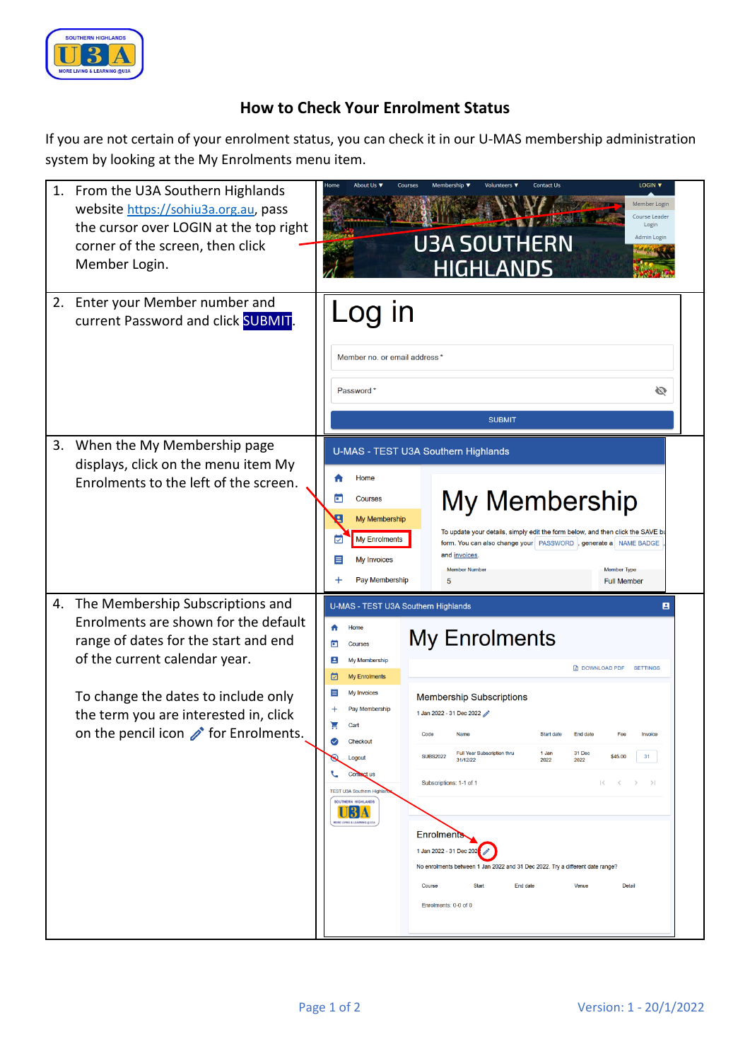# How to Check Your Enrolment Status

If you are not certain of your enrolment status, you can check it in our U-MAS membership administration system by looking at the My Enrolments menu item.

1. From the U3A Southern Highlands website https://sohiu3a.org.au, pass the cursor over LOGIN at the top right corner of the screen, then click Member Login.

2. Enter your Member number and current Password and click SUBMIT.

3. When the My Membership page displays, click on the menu item My Enrolments to the left of the screen.

4. The Membership Subscriptions and Enrolments are shown for the default range of dates for the start and end of the current calendar year.

   To change the dates to include only the term you are interested in, click on the pencil icon for Enrolments.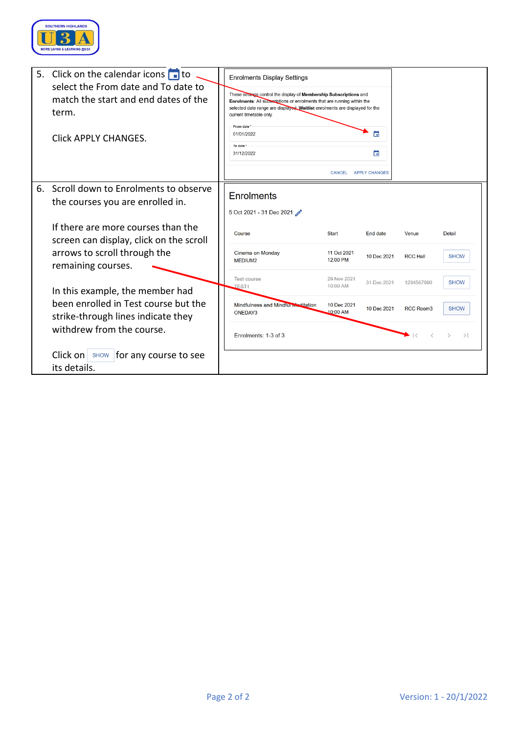| | |
|---|---|
| 5. Click on the calendar icons to select the From date and To date to match the start and end dates of the term.<br><br>Click APPLY CHANGES. | Enrolments Display Settings<br><br>These settings control the display of **Membership Subscriptions** and **Enrolments**: All subscriptions or enrolments that are running within the selected date range are displayed. **Waitlist** enrolments are displayed for the current timetable only.<br><br>From date *<br>01/01/2022<br><br>To date *<br>31/12/2022<br><br>CANCEL APPLY CHANGES |
| 6. Scroll down to Enrolments to observe the courses you are enrolled in.<br><br>If there are more courses than the screen can display, click on the scroll arrows to scroll through the remaining courses.<br><br>In this example, the member had been enrolled in Test course but the strike-through lines indicate they withdrew from the course.<br><br>Click on SHOW for any course to see its details. | Enrolments<br><br>5 Oct 2021 - 31 Dec 2021<br><br>Course / Start / End date / Venue / Detail<br>Cinema on Monday MEDIUM2 / 11 Oct 2021 12:00 PM / 10 Dec 2021 / RCC Hall / SHOW<br>~~Test course TEST1~~ / ~~29 Nov 2021 10:00 AM~~ / ~~31 Dec 2021~~ / ~~1234567890~~ / SHOW<br>Mindfulness and Mindful Meditation ONEDAY3 / 10 Dec 2021 10:00 AM / 10 Dec 2021 / RCC Room3 / SHOW<br><br>Enrolments: 1-3 of 3 |

Version: 1 - 20/1/2022